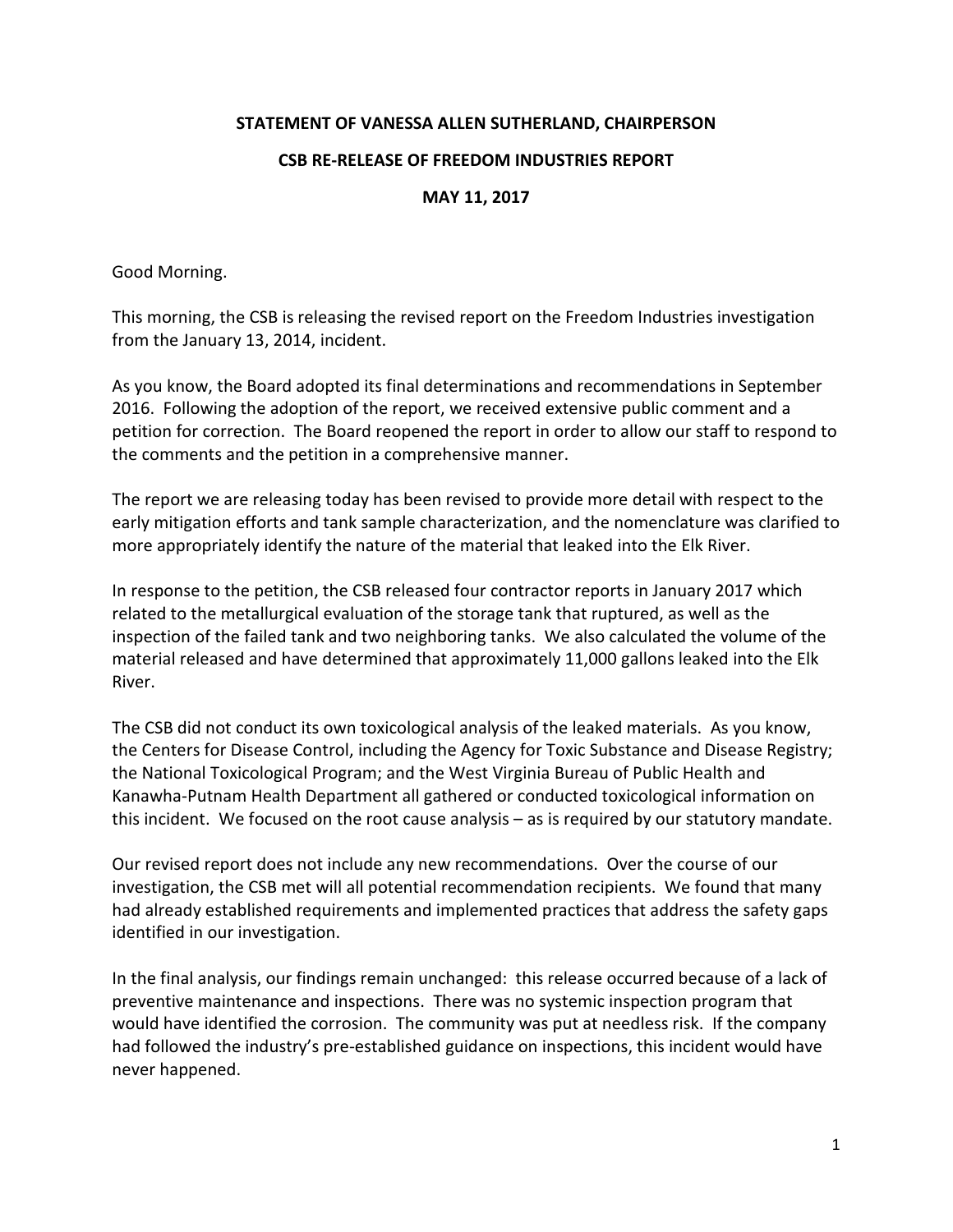**STATEMENT OF VANESSA ALLEN SUTHERLAND, CHAIRPERSON**

**CSB RE-RELEASE OF FREEDOM INDUSTRIES REPORT**

**MAY 11, 2017**

Good Morning.

This morning, the CSB is releasing the revised report on the Freedom Industries investigation from the January 13, 2014, incident.

As you know, the Board adopted its final determinations and recommendations in September 2016. Following the adoption of the report, we received extensive public comment and a petition for correction. The Board reopened the report in order to allow our staff to respond to the comments and the petition in a comprehensive manner.

The report we are releasing today has been revised to provide more detail with respect to the early mitigation efforts and tank sample characterization, and the nomenclature was clarified to more appropriately identify the nature of the material that leaked into the Elk River.

In response to the petition, the CSB released four contractor reports in January 2017 which related to the metallurgical evaluation of the storage tank that ruptured, as well as the inspection of the failed tank and two neighboring tanks. We also calculated the volume of the material released and have determined that approximately 11,000 gallons leaked into the Elk River.

The CSB did not conduct its own toxicological analysis of the leaked materials. As you know, the Centers for Disease Control, including the Agency for Toxic Substance and Disease Registry; the National Toxicological Program; and the West Virginia Bureau of Public Health and Kanawha-Putnam Health Department all gathered or conducted toxicological information on this incident. We focused on the root cause analysis – as is required by our statutory mandate.

Our revised report does not include any new recommendations. Over the course of our investigation, the CSB met will all potential recommendation recipients. We found that many had already established requirements and implemented practices that address the safety gaps identified in our investigation.

In the final analysis, our findings remain unchanged: this release occurred because of a lack of preventive maintenance and inspections. There was no systemic inspection program that would have identified the corrosion. The community was put at needless risk. If the company had followed the industry's pre-established guidance on inspections, this incident would have never happened.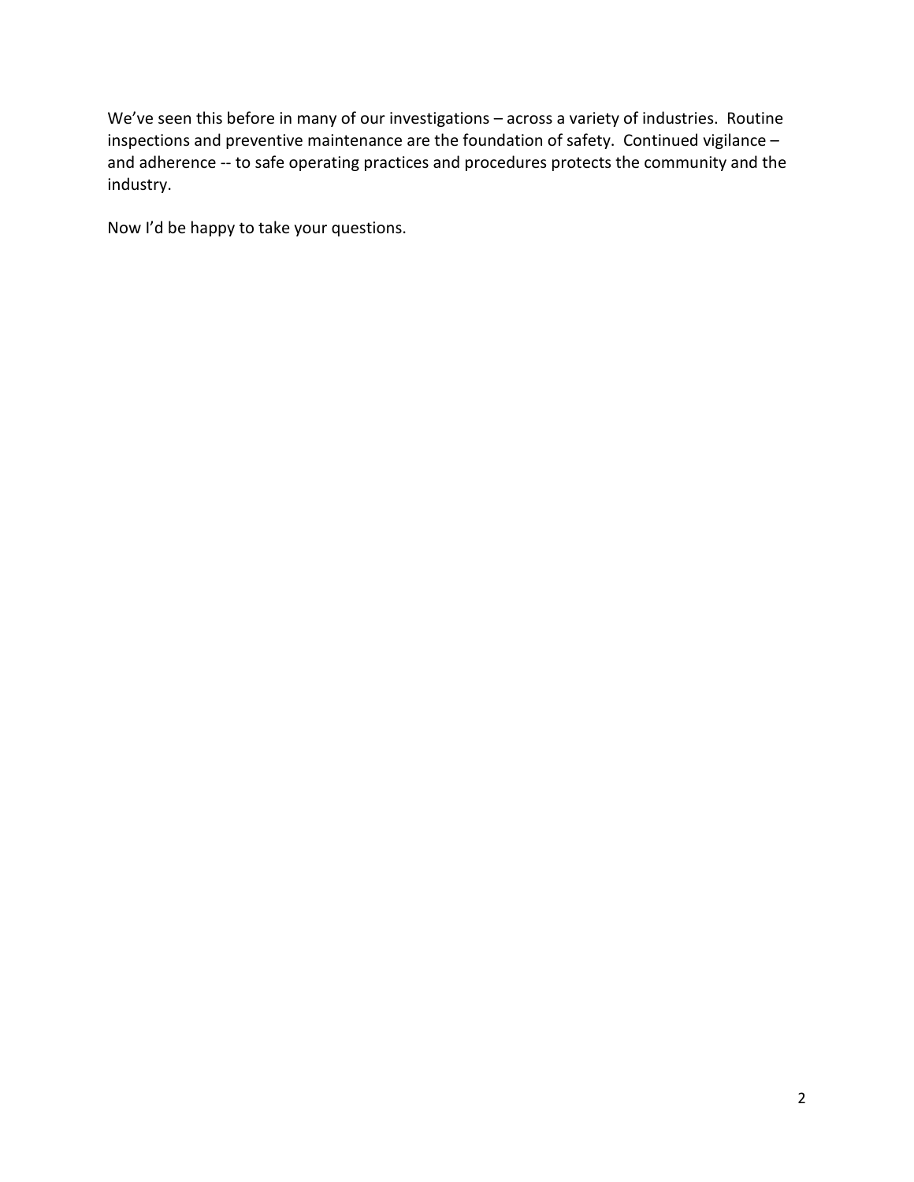We've seen this before in many of our investigations – across a variety of industries. Routine inspections and preventive maintenance are the foundation of safety. Continued vigilance – and adherence -- to safe operating practices and procedures protects the community and the industry.

Now I'd be happy to take your questions.